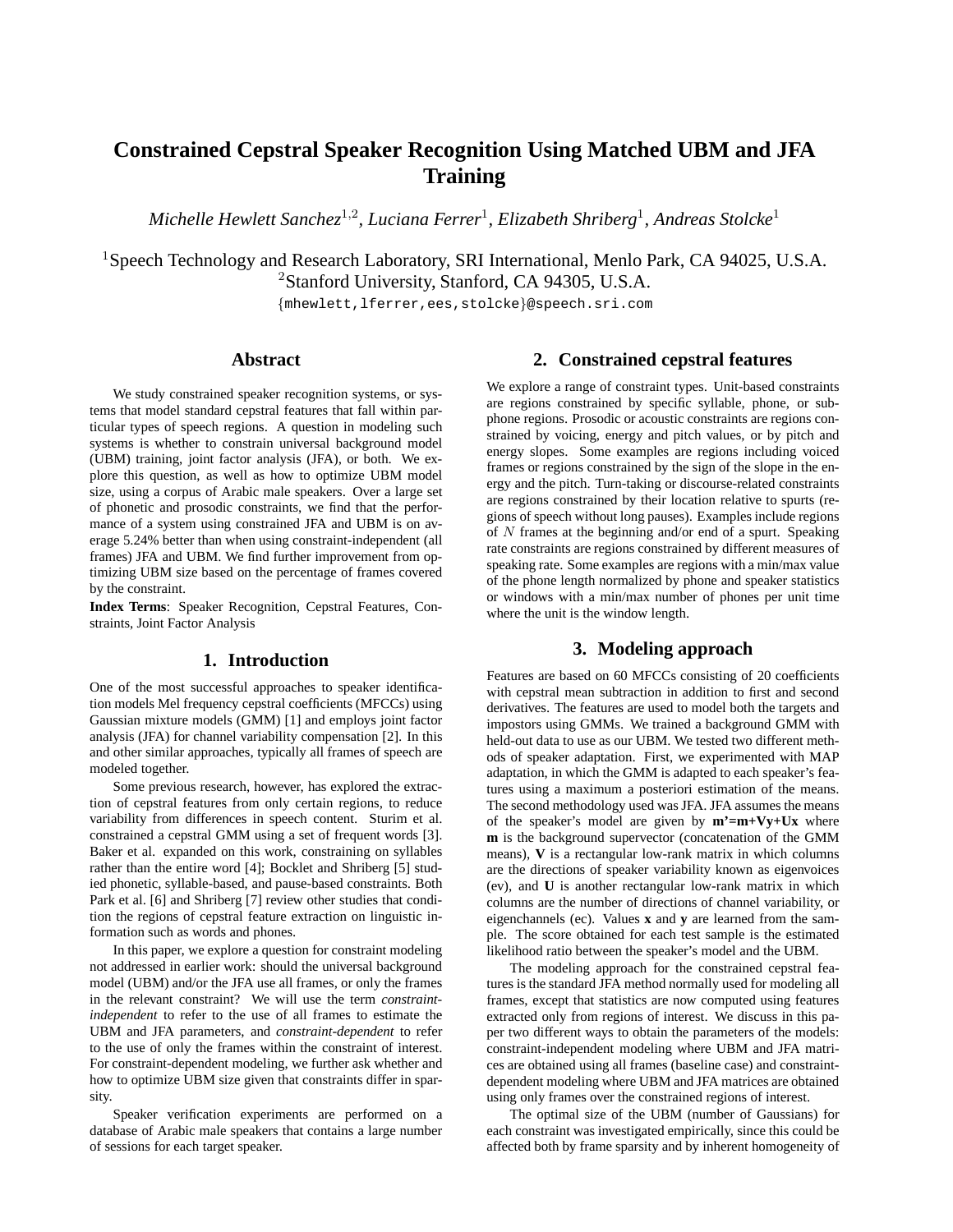# Constrained Cepstral Speaker Recognition Using Matched UBM and JFA Training

*Michelle Hewlett Sanchez*[1,2], *Luciana Ferrer*[1], *Elizabeth Shriberg*[1], *Andreas Stolcke*[1]

[1]Speech Technology and Research Laboratory, SRI International, Menlo Park, CA 94025, U.S.A.
[2]Stanford University, Stanford, CA 94305, U.S.A.

{mhewlett,lferrer,ees,stolcke}@speech.sri.com

## Abstract

We study constrained speaker recognition systems, or systems that model standard cepstral features that fall within particular types of speech regions. A question in modeling such systems is whether to constrain universal background model (UBM) training, joint factor analysis (JFA), or both. We explore this question, as well as how to optimize UBM model size, using a corpus of Arabic male speakers. Over a large set of phonetic and prosodic constraints, we find that the performance of a system using constrained JFA and UBM is on average 5.24% better than when using constraint-independent (all frames) JFA and UBM. We find further improvement from optimizing UBM size based on the percentage of frames covered by the constraint.

**Index Terms**: Speaker Recognition, Cepstral Features, Constraints, Joint Factor Analysis

## 1. Introduction

One of the most successful approaches to speaker identification models Mel frequency cepstral coefficients (MFCCs) using Gaussian mixture models (GMM) [1] and employs joint factor analysis (JFA) for channel variability compensation [2]. In this and other similar approaches, typically all frames of speech are modeled together.

Some previous research, however, has explored the extraction of cepstral features from only certain regions, to reduce variability from differences in speech content. Sturim et al. constrained a cepstral GMM using a set of frequent words [3]. Baker et al. expanded on this work, constraining on syllables rather than the entire word [4]; Bocklet and Shriberg [5] studied phonetic, syllable-based, and pause-based constraints. Both Park et al. [6] and Shriberg [7] review other studies that condition the regions of cepstral feature extraction on linguistic information such as words and phones.

In this paper, we explore a question for constraint modeling not addressed in earlier work: should the universal background model (UBM) and/or the JFA use all frames, or only the frames in the relevant constraint? We will use the term *constraint-independent* to refer to the use of all frames to estimate the UBM and JFA parameters, and *constraint-dependent* to refer to the use of only the frames within the constraint of interest. For constraint-dependent modeling, we further ask whether and how to optimize UBM size given that constraints differ in sparsity.

Speaker verification experiments are performed on a database of Arabic male speakers that contains a large number of sessions for each target speaker.

## 2. Constrained cepstral features

We explore a range of constraint types. Unit-based constraints are regions constrained by specific syllable, phone, or subphone regions. Prosodic or acoustic constraints are regions constrained by voicing, energy and pitch values, or by pitch and energy slopes. Some examples are regions including voiced frames or regions constrained by the sign of the slope in the energy and the pitch. Turn-taking or discourse-related constraints are regions constrained by their location relative to spurts (regions of speech without long pauses). Examples include regions of $N$ frames at the beginning and/or end of a spurt. Speaking rate constraints are regions constrained by different measures of speaking rate. Some examples are regions with a min/max value of the phone length normalized by phone and speaker statistics or windows with a min/max number of phones per unit time where the unit is the window length.

## 3. Modeling approach

Features are based on 60 MFCCs consisting of 20 coefficients with cepstral mean subtraction in addition to first and second derivatives. The features are used to model both the targets and impostors using GMMs. We trained a background GMM with held-out data to use as our UBM. We tested two different methods of speaker adaptation. First, we experimented with MAP adaptation, in which the GMM is adapted to each speaker's features using a maximum a posteriori estimation of the means. The second methodology used was JFA. JFA assumes the means of the speaker's model are given by $\mathbf{m'}=\mathbf{m}+\mathbf{V}\mathbf{y}+\mathbf{U}\mathbf{x}$ where $\mathbf{m}$ is the background supervector (concatenation of the GMM means), $\mathbf{V}$ is a rectangular low-rank matrix in which columns are the directions of speaker variability known as eigenvoices (ev), and $\mathbf{U}$ is another rectangular low-rank matrix in which columns are the number of directions of channel variability, or eigenchannels (ec). Values $\mathbf{x}$ and $\mathbf{y}$ are learned from the sample. The score obtained for each test sample is the estimated likelihood ratio between the speaker's model and the UBM.

The modeling approach for the constrained cepstral features is the standard JFA method normally used for modeling all frames, except that statistics are now computed using features extracted only from regions of interest. We discuss in this paper two different ways to obtain the parameters of the models: constraint-independent modeling where UBM and JFA matrices are obtained using all frames (baseline case) and constraint-dependent modeling where UBM and JFA matrices are obtained using only frames over the constrained regions of interest.

The optimal size of the UBM (number of Gaussians) for each constraint was investigated empirically, since this could be affected both by frame sparsity and by inherent homogeneity of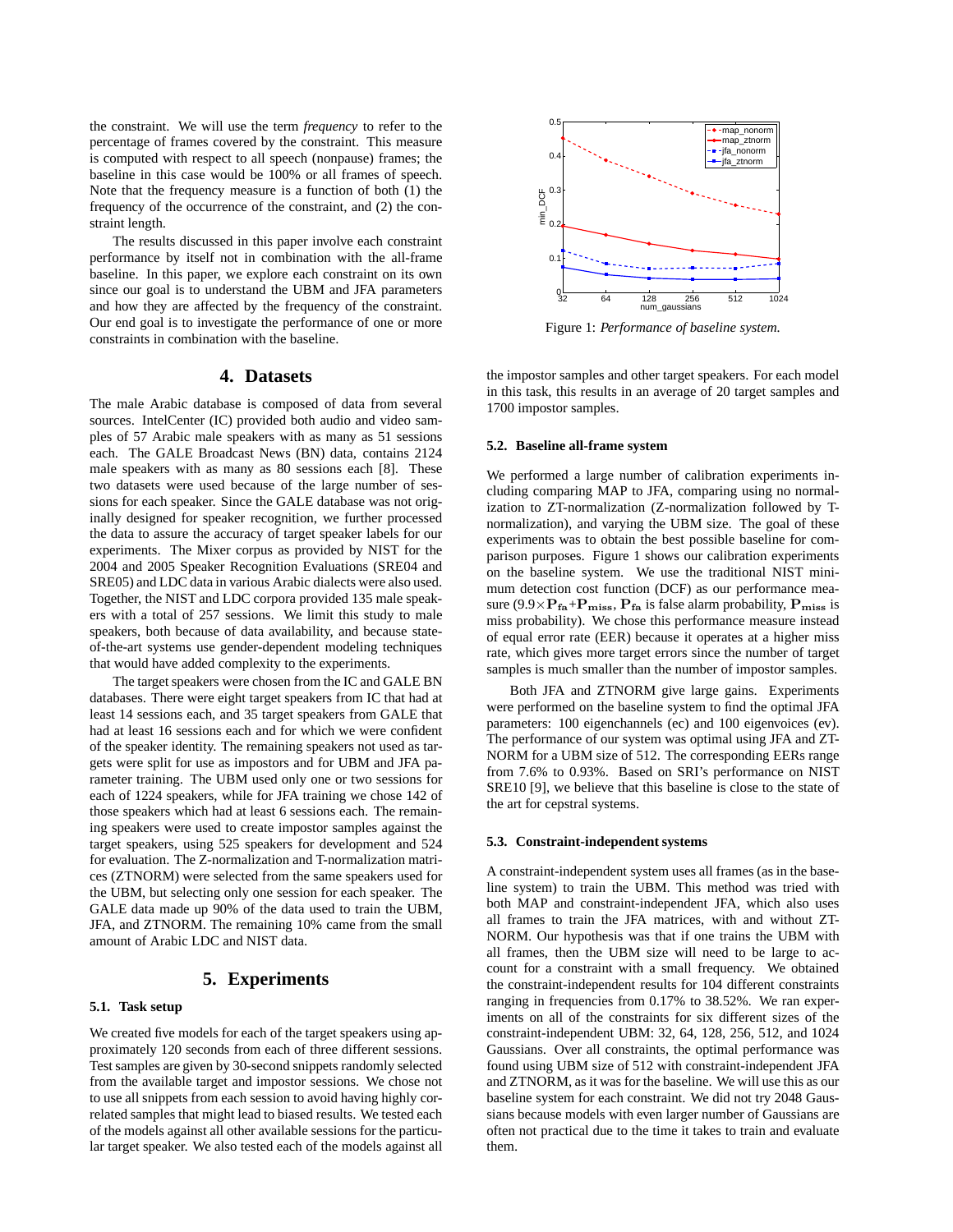the constraint. We will use the term *frequency* to refer to the percentage of frames covered by the constraint. This measure is computed with respect to all speech (nonpause) frames; the baseline in this case would be 100% or all frames of speech. Note that the frequency measure is a function of both (1) the frequency of the occurrence of the constraint, and (2) the constraint length.

The results discussed in this paper involve each constraint performance by itself not in combination with the all-frame baseline. In this paper, we explore each constraint on its own since our goal is to understand the UBM and JFA parameters and how they are affected by the frequency of the constraint. Our end goal is to investigate the performance of one or more constraints in combination with the baseline.

## 4. Datasets

The male Arabic database is composed of data from several sources. IntelCenter (IC) provided both audio and video samples of 57 Arabic male speakers with as many as 51 sessions each. The GALE Broadcast News (BN) data, contains 2124 male speakers with as many as 80 sessions each [8]. These two datasets were used because of the large number of sessions for each speaker. Since the GALE database was not originally designed for speaker recognition, we further processed the data to assure the accuracy of target speaker labels for our experiments. The Mixer corpus as provided by NIST for the 2004 and 2005 Speaker Recognition Evaluations (SRE04 and SRE05) and LDC data in various Arabic dialects were also used. Together, the NIST and LDC corpora provided 135 male speakers with a total of 257 sessions. We limit this study to male speakers, both because of data availability, and because state-of-the-art systems use gender-dependent modeling techniques that would have added complexity to the experiments.

The target speakers were chosen from the IC and GALE BN databases. There were eight target speakers from IC that had at least 14 sessions each, and 35 target speakers from GALE that had at least 16 sessions each and for which we were confident of the speaker identity. The remaining speakers not used as targets were split for use as impostors and for UBM and JFA parameter training. The UBM used only one or two sessions for each of 1224 speakers, while for JFA training we chose 142 of those speakers which had at least 6 sessions each. The remaining speakers were used to create impostor samples against the target speakers, using 525 speakers for development and 524 for evaluation. The Z-normalization and T-normalization matrices (ZTNORM) were selected from the same speakers used for the UBM, but selecting only one session for each speaker. The GALE data made up 90% of the data used to train the UBM, JFA, and ZTNORM. The remaining 10% came from the small amount of Arabic LDC and NIST data.

## 5. Experiments

### 5.1. Task setup

We created five models for each of the target speakers using approximately 120 seconds from each of three different sessions. Test samples are given by 30-second snippets randomly selected from the available target and impostor sessions. We chose not to use all snippets from each session to avoid having highly correlated samples that might lead to biased results. We tested each of the models against all other available sessions for the particular target speaker. We also tested each of the models against all the impostor samples and other target speakers. For each model in this task, this results in an average of 20 target samples and 1700 impostor samples.

Figure 1: *Performance of baseline system.*

### 5.2. Baseline all-frame system

We performed a large number of calibration experiments including comparing MAP to JFA, comparing using no normalization to ZT-normalization (Z-normalization followed by T-normalization), and varying the UBM size. The goal of these experiments was to obtain the best possible baseline for comparison purposes. Figure 1 shows our calibration experiments on the baseline system. We use the traditional NIST minimum detection cost function (DCF) as our performance measure ($9.9\times\mathbf{P_{fa}}+\mathbf{P_{miss}}$, $\mathbf{P_{fa}}$ is false alarm probability, $\mathbf{P_{miss}}$ is miss probability). We chose this performance measure instead of equal error rate (EER) because it operates at a higher miss rate, which gives more target errors since the number of target samples is much smaller than the number of impostor samples.

Both JFA and ZTNORM give large gains. Experiments were performed on the baseline system to find the optimal JFA parameters: 100 eigenchannels (ec) and 100 eigenvoices (ev). The performance of our system was optimal using JFA and ZTNORM for a UBM size of 512. The corresponding EERs range from 7.6% to 0.93%. Based on SRI's performance on NIST SRE10 [9], we believe that this baseline is close to the state of the art for cepstral systems.

### 5.3. Constraint-independent systems

A constraint-independent system uses all frames (as in the baseline system) to train the UBM. This method was tried with both MAP and constraint-independent JFA, which also uses all frames to train the JFA matrices, with and without ZTNORM. Our hypothesis was that if one trains the UBM with all frames, then the UBM size will need to be large to account for a constraint with a small frequency. We obtained the constraint-independent results for 104 different constraints ranging in frequencies from 0.17% to 38.52%. We ran experiments on all of the constraints for six different sizes of the constraint-independent UBM: 32, 64, 128, 256, 512, and 1024 Gaussians. Over all constraints, the optimal performance was found using UBM size of 512 with constraint-independent JFA and ZTNORM, as it was for the baseline. We will use this as our baseline system for each constraint. We did not try 2048 Gaussians because models with even larger number of Gaussians are often not practical due to the time it takes to train and evaluate them.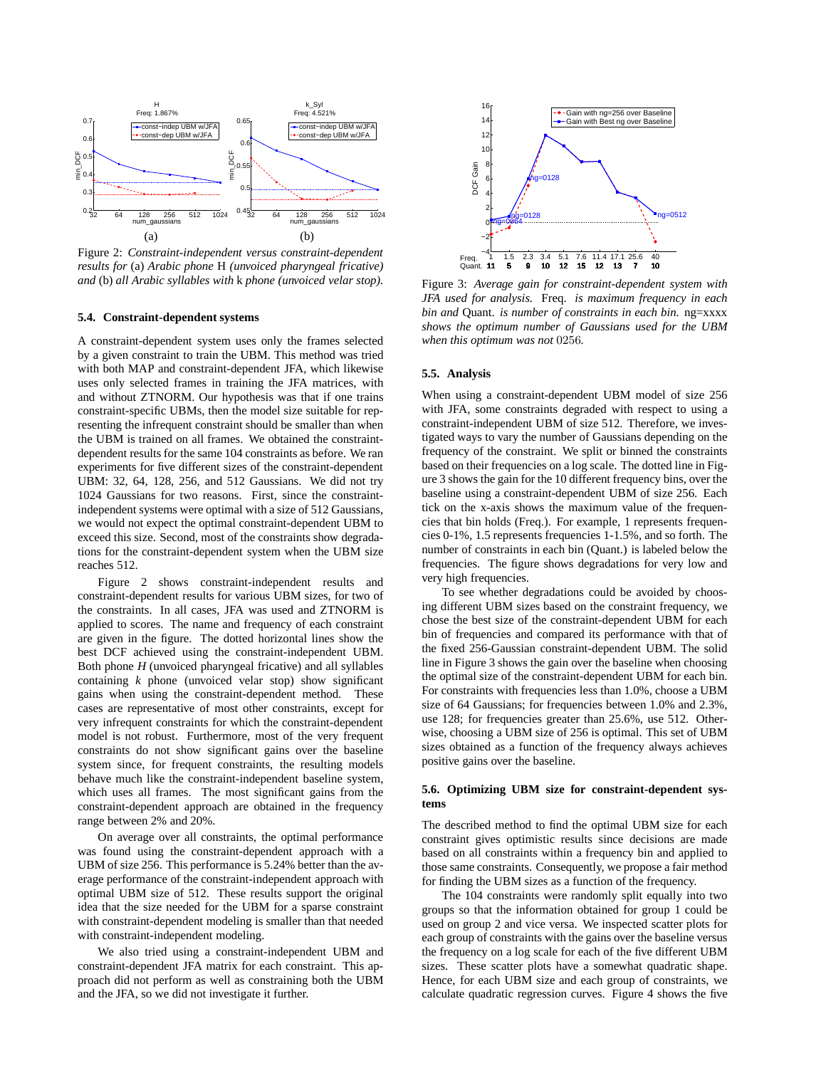Figure 2: *Constraint-independent versus constraint-dependent results for* (a) *Arabic phone* H *(unvoiced pharyngeal fricative) and* (b) *all Arabic syllables with* k *phone (unvoiced velar stop).*

### 5.4. Constraint-dependent systems

A constraint-dependent system uses only the frames selected by a given constraint to train the UBM. This method was tried with both MAP and constraint-dependent JFA, which likewise uses only selected frames in training the JFA matrices, with and without ZTNORM. Our hypothesis was that if one trains constraint-specific UBMs, then the model size suitable for representing the infrequent constraint should be smaller than when the UBM is trained on all frames. We obtained the constraint-dependent results for the same 104 constraints as before. We ran experiments for five different sizes of the constraint-dependent UBM: 32, 64, 128, 256, and 512 Gaussians. We did not try 1024 Gaussians for two reasons. First, since the constraint-independent systems were optimal with a size of 512 Gaussians, we would not expect the optimal constraint-dependent UBM to exceed this size. Second, most of the constraints show degradations for the constraint-dependent system when the UBM size reaches 512.

Figure 2 shows constraint-independent results and constraint-dependent results for various UBM sizes, for two of the constraints. In all cases, JFA was used and ZTNORM is applied to scores. The name and frequency of each constraint are given in the figure. The dotted horizontal lines show the best DCF achieved using the constraint-independent UBM. Both phone *H* (unvoiced pharyngeal fricative) and all syllables containing *k* phone (unvoiced velar stop) show significant gains when using the constraint-dependent method. These cases are representative of most other constraints, except for very infrequent constraints for which the constraint-dependent model is not robust. Furthermore, most of the very frequent constraints do not show significant gains over the baseline system since, for frequent constraints, the resulting models behave much like the constraint-independent baseline system, which uses all frames. The most significant gains from the constraint-dependent approach are obtained in the frequency range between 2% and 20%.

On average over all constraints, the optimal performance was found using the constraint-dependent approach with a UBM of size 256. This performance is 5.24% better than the average performance of the constraint-independent approach with optimal UBM size of 512. These results support the original idea that the size needed for the UBM for a sparse constraint with constraint-dependent modeling is smaller than that needed with constraint-independent modeling.

We also tried using a constraint-independent UBM and constraint-dependent JFA matrix for each constraint. This approach did not perform as well as constraining both the UBM and the JFA, so we did not investigate it further.

Figure 3: *Average gain for constraint-dependent system with JFA used for analysis.* Freq. *is maximum frequency in each bin and* Quant. *is number of constraints in each bin.* ng=xxxx *shows the optimum number of Gaussians used for the UBM when this optimum was not* 0256*.*

### 5.5. Analysis

When using a constraint-dependent UBM model of size 256 with JFA, some constraints degraded with respect to using a constraint-independent UBM of size 512. Therefore, we investigated ways to vary the number of Gaussians depending on the frequency of the constraint. We split or binned the constraints based on their frequencies on a log scale. The dotted line in Figure 3 shows the gain for the 10 different frequency bins, over the baseline using a constraint-dependent UBM of size 256. Each tick on the x-axis shows the maximum value of the frequencies that bin holds (Freq.). For example, 1 represents frequencies 0-1%, 1.5 represents frequencies 1-1.5%, and so forth. The number of constraints in each bin (Quant.) is labeled below the frequencies. The figure shows degradations for very low and very high frequencies.

To see whether degradations could be avoided by choosing different UBM sizes based on the constraint frequency, we chose the best size of the constraint-dependent UBM for each bin of frequencies and compared its performance with that of the fixed 256-Gaussian constraint-dependent UBM. The solid line in Figure 3 shows the gain over the baseline when choosing the optimal size of the constraint-dependent UBM for each bin. For constraints with frequencies less than 1.0%, choose a UBM size of 64 Gaussians; for frequencies between 1.0% and 2.3%, use 128; for frequencies greater than 25.6%, use 512. Otherwise, choosing a UBM size of 256 is optimal. This set of UBM sizes obtained as a function of the frequency always achieves positive gains over the baseline.

### 5.6. Optimizing UBM size for constraint-dependent systems

The described method to find the optimal UBM size for each constraint gives optimistic results since decisions are made based on all constraints within a frequency bin and applied to those same constraints. Consequently, we propose a fair method for finding the UBM sizes as a function of the frequency.

The 104 constraints were randomly split equally into two groups so that the information obtained for group 1 could be used on group 2 and vice versa. We inspected scatter plots for each group of constraints with the gains over the baseline versus the frequency on a log scale for each of the five different UBM sizes. These scatter plots have a somewhat quadratic shape. Hence, for each UBM size and each group of constraints, we calculate quadratic regression curves. Figure 4 shows the five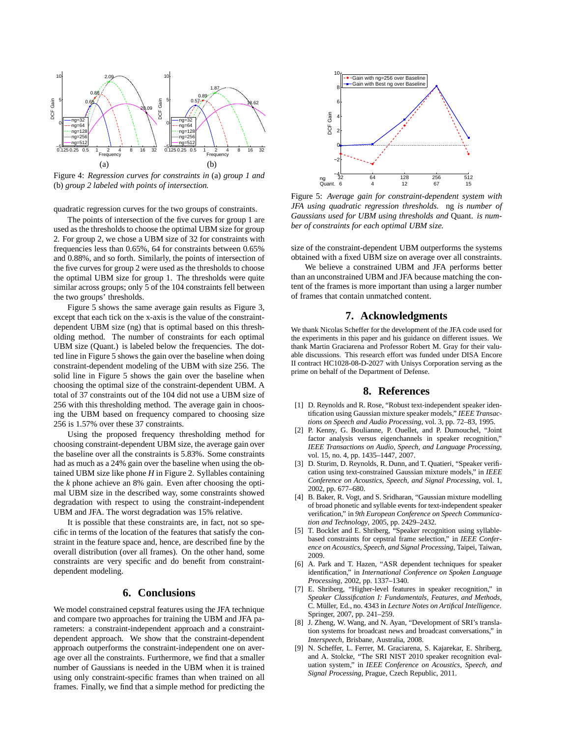10

5

0

−5

DCF Gain

0.125 0.25 0.5 1 2 4 8 16 32

Frequency

ng=32
ng=64
ng=128
ng=256
ng=512

2.09
0.88
0.65
28.09

(a)

10

5

0

−5

DCF Gain

0.125 0.25 0.5 1 2 4 8 16 32

Frequency

ng=32
ng=64
ng=128
ng=256
ng=512

1.87
0.89
0.57
18.62

(b)

Figure 4: *Regression curves for constraints in* (a) *group 1 and* (b) *group 2 labeled with points of intersection.*

quadratic regression curves for the two groups of constraints.

The points of intersection of the five curves for group 1 are used as the thresholds to choose the optimal UBM size for group 2. For group 2, we chose a UBM size of 32 for constraints with frequencies less than 0.65%, 64 for constraints between 0.65% and 0.88%, and so forth. Similarly, the points of intersection of the five curves for group 2 were used as the thresholds to choose the optimal UBM size for group 1. The thresholds were quite similar across groups; only 5 of the 104 constraints fell between the two groups' thresholds.

Figure 5 shows the same average gain results as Figure 3, except that each tick on the x-axis is the value of the constraint-dependent UBM size (ng) that is optimal based on this thresholding method. The number of constraints for each optimal UBM size (Quant.) is labeled below the frequencies. The dotted line in Figure 5 shows the gain over the baseline when doing constraint-dependent modeling of the UBM with size 256. The solid line in Figure 5 shows the gain over the baseline when choosing the optimal size of the constraint-dependent UBM. A total of 37 constraints out of the 104 did not use a UBM size of 256 with this thresholding method. The average gain in choosing the UBM based on frequency compared to choosing size 256 is 1.57% over these 37 constraints.

Using the proposed frequency thresholding method for choosing constraint-dependent UBM size, the average gain over the baseline over all the constraints is 5.83%. Some constraints had as much as a 24% gain over the baseline when using the obtained UBM size like phone *H* in Figure 2. Syllables containing the *k* phone achieve an 8% gain. Even after choosing the optimal UBM size in the described way, some constraints showed degradation with respect to using the constraint-independent UBM and JFA. The worst degradation was 15% relative.

It is possible that these constraints are, in fact, not so specific in terms of the location of the features that satisfy the constraint in the feature space and, hence, are described fine by the overall distribution (over all frames). On the other hand, some constraints are very specific and do benefit from constraint-dependent modeling.

## 6. Conclusions

We model constrained cepstral features using the JFA technique and compare two approaches for training the UBM and JFA parameters: a constraint-independent approach and a constraint-dependent approach. We show that the constraint-dependent approach outperforms the constraint-independent one on average over all the constraints. Furthermore, we find that a smaller number of Gaussians is needed in the UBM when it is trained using only constraint-specific frames than when trained on all frames. Finally, we find that a simple method for predicting the size of the constraint-dependent UBM outperforms the systems obtained with a fixed UBM size on average over all constraints.

We believe a constrained UBM and JFA performs better than an unconstrained UBM and JFA because matching the content of the frames is more important than using a larger number of frames that contain unmatched content.

10

8

6

4

2

0

−2

−4

DCF Gain

Gain with ng=256 over Baseline
Gain with Best ng over Baseline

ng 32 64 128 256 512
Quant. 6 4 12 67 15

Figure 5: *Average gain for constraint-dependent system with JFA using quadratic regression thresholds.* ng *is number of Gaussians used for UBM using thresholds and* Quant. *is number of constraints for each optimal UBM size.*

## 7. Acknowledgments

We thank Nicolas Scheffer for the development of the JFA code used for the experiments in this paper and his guidance on different issues. We thank Martin Graciarena and Professor Robert M. Gray for their valuable discussions. This research effort was funded under DISA Encore II contract HC1028-08-D-2027 with Unisys Corporation serving as the prime on behalf of the Department of Defense.

## 8. References

[1] D. Reynolds and R. Rose, "Robust text-independent speaker identification using Gaussian mixture speaker models," *IEEE Transactions on Speech and Audio Processing*, vol. 3, pp. 72–83, 1995.

[2] P. Kenny, G. Boulianne, P. Ouellet, and P. Dumouchel, "Joint factor analysis versus eigenchannels in speaker recognition," *IEEE Transactions on Audio, Speech, and Language Processing*, vol. 15, no. 4, pp. 1435–1447, 2007.

[3] D. Sturim, D. Reynolds, R. Dunn, and T. Quatieri, "Speaker verification using text-constrained Gaussian mixture models," in *IEEE Conference on Acoustics, Speech, and Signal Processing*, vol. 1, 2002, pp. 677–680.

[4] B. Baker, R. Vogt, and S. Sridharan, "Gaussian mixture modelling of broad phonetic and syllable events for text-independent speaker verification," in *9th European Conference on Speech Communication and Technology*, 2005, pp. 2429–2432.

[5] T. Bocklet and E. Shriberg, "Speaker recognition using syllable-based constraints for cepstral frame selection," in *IEEE Conference on Acoustics, Speech, and Signal Processing*, Taipei, Taiwan, 2009.

[6] A. Park and T. Hazen, "ASR dependent techniques for speaker identification," in *International Conference on Spoken Language Processing*, 2002, pp. 1337–1340.

[7] E. Shriberg, "Higher-level features in speaker recognition," in *Speaker Classification I: Fundamentals, Features, and Methods*, C. Müller, Ed., no. 4343 in *Lecture Notes on Artifical Intelligence*. Springer, 2007, pp. 241–259.

[8] J. Zheng, W. Wang, and N. Ayan, "Development of SRI's translation systems for broadcast news and broadcast conversations," in *Interspeech*, Brisbane, Australia, 2008.

[9] N. Scheffer, L. Ferrer, M. Graciarena, S. Kajarekar, E. Shriberg, and A. Stolcke, "The SRI NIST 2010 speaker recognition evaluation system," in *IEEE Conference on Acoustics, Speech, and Signal Processing*, Prague, Czech Republic, 2011.